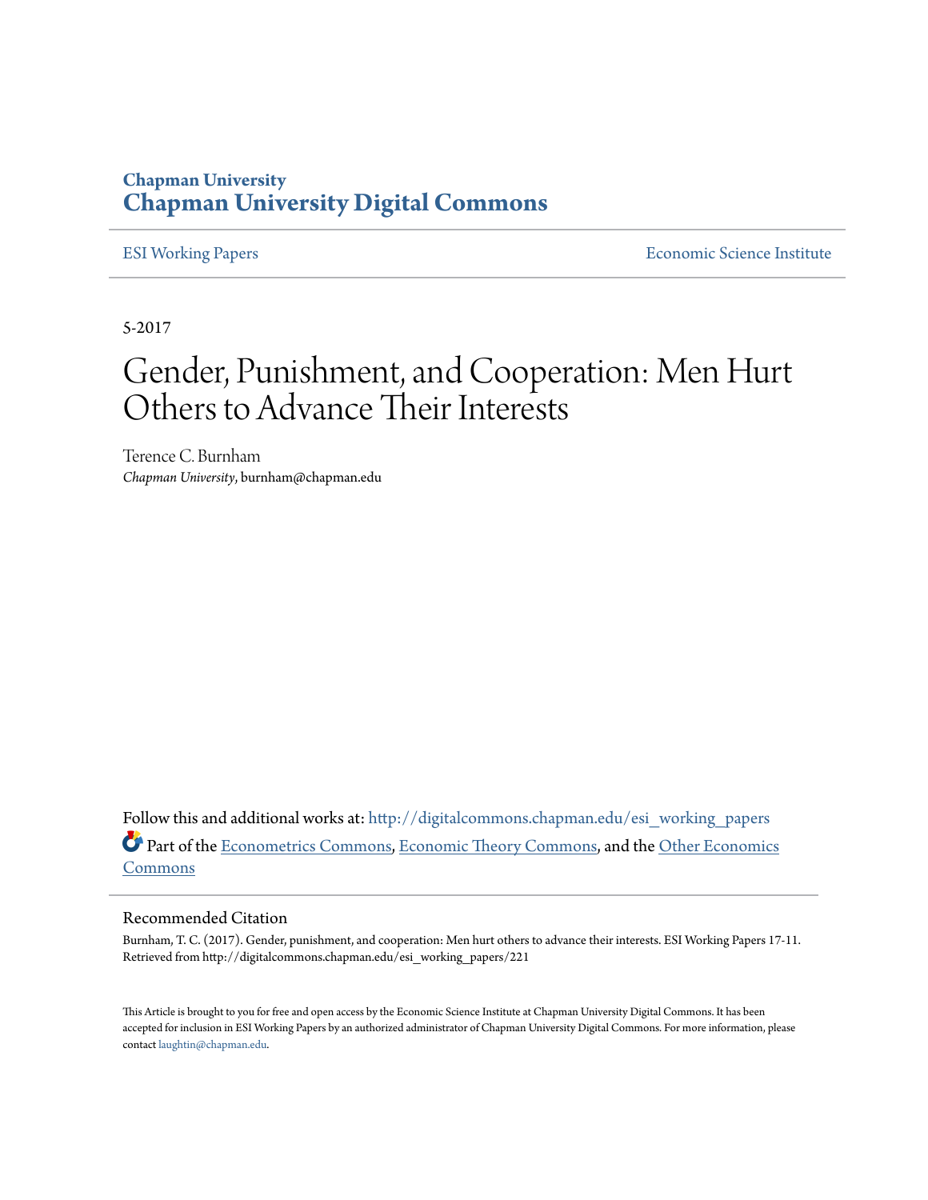**Chapman University**
**Chapman University Digital Commons**

ESI Working Papers | Economic Science Institute

5-2017

# Gender, Punishment, and Cooperation: Men Hurt Others to Advance Their Interests

Terence C. Burnham
*Chapman University*, burnham@chapman.edu

Follow this and additional works at: http://digitalcommons.chapman.edu/esi_working_papers

Part of the Econometrics Commons, Economic Theory Commons, and the Other Economics Commons

## Recommended Citation

Burnham, T. C. (2017). Gender, punishment, and cooperation: Men hurt others to advance their interests. ESI Working Papers 17-11. Retrieved from http://digitalcommons.chapman.edu/esi_working_papers/221

This Article is brought to you for free and open access by the Economic Science Institute at Chapman University Digital Commons. It has been accepted for inclusion in ESI Working Papers by an authorized administrator of Chapman University Digital Commons. For more information, please contact laughtin@chapman.edu.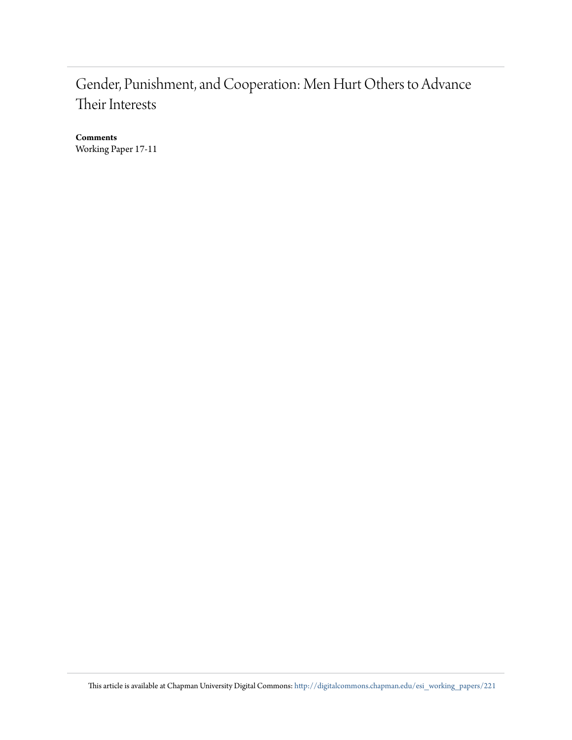# Gender, Punishment, and Cooperation: Men Hurt Others to Advance Their Interests

**Comments**

Working Paper 17-11

This article is available at Chapman University Digital Commons: http://digitalcommons.chapman.edu/esi_working_papers/221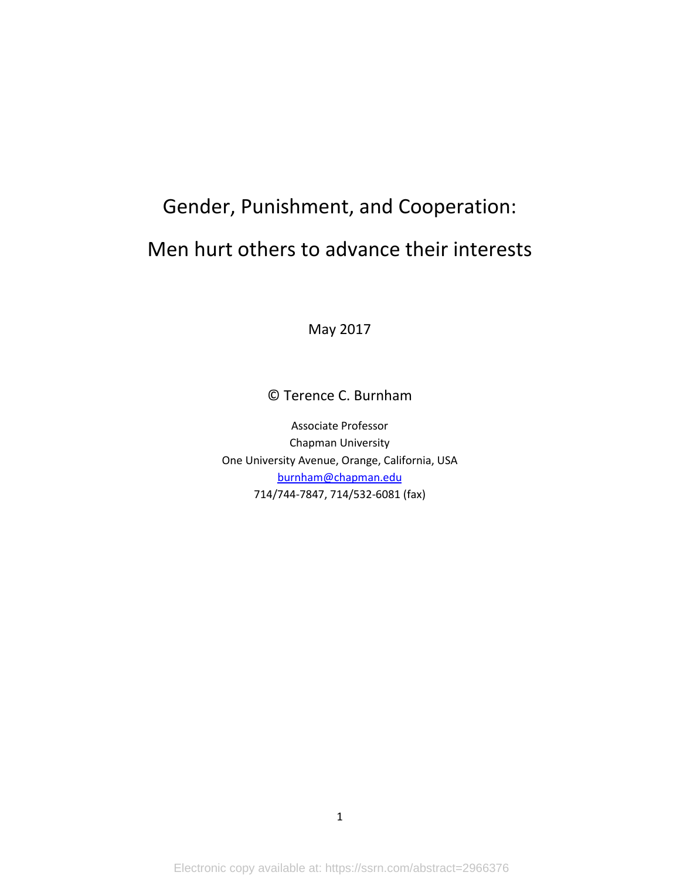# Gender, Punishment, and Cooperation:

# Men hurt others to advance their interests

May 2017

© Terence C. Burnham

Associate Professor
Chapman University
One University Avenue, Orange, California, USA
burnham@chapman.edu
714/744-7847, 714/532-6081 (fax)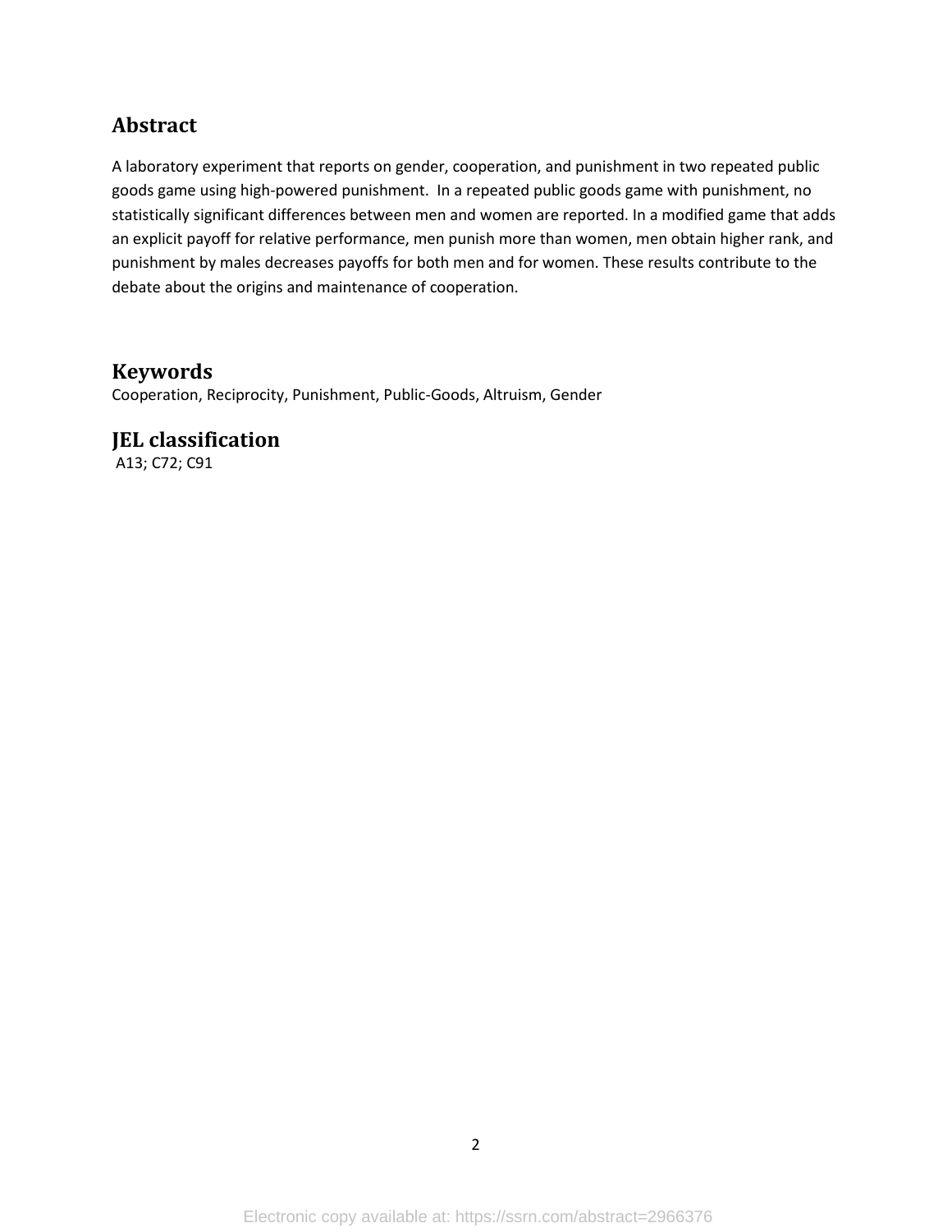## Abstract

A laboratory experiment that reports on gender, cooperation, and punishment in two repeated public goods game using high-powered punishment. In a repeated public goods game with punishment, no statistically significant differences between men and women are reported. In a modified game that adds an explicit payoff for relative performance, men punish more than women, men obtain higher rank, and punishment by males decreases payoffs for both men and for women. These results contribute to the debate about the origins and maintenance of cooperation.

## Keywords

Cooperation, Reciprocity, Punishment, Public-Goods, Altruism, Gender

## JEL classification

A13; C72; C91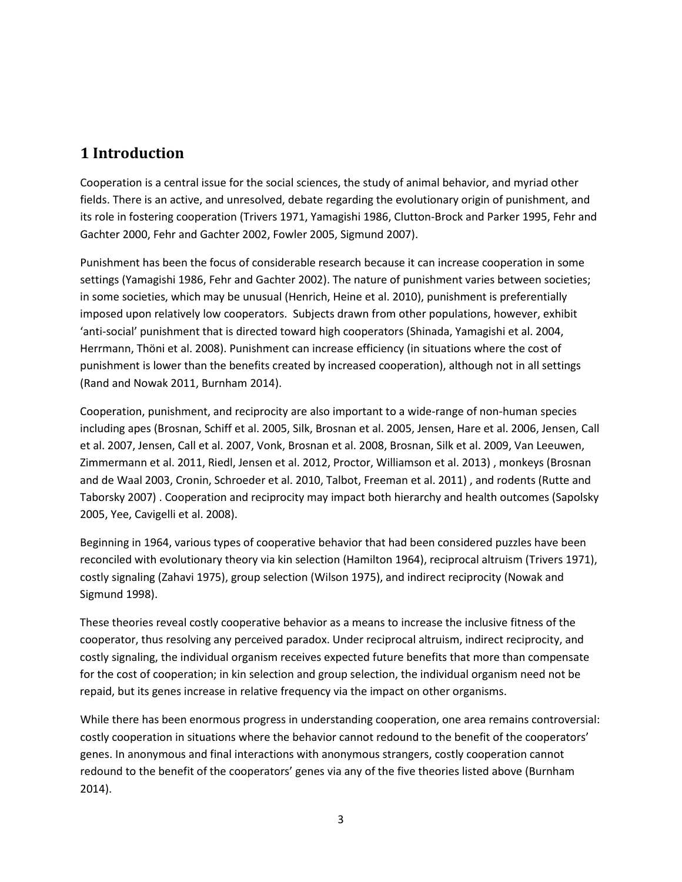## 1 Introduction

Cooperation is a central issue for the social sciences, the study of animal behavior, and myriad other fields. There is an active, and unresolved, debate regarding the evolutionary origin of punishment, and its role in fostering cooperation (Trivers 1971, Yamagishi 1986, Clutton-Brock and Parker 1995, Fehr and Gachter 2000, Fehr and Gachter 2002, Fowler 2005, Sigmund 2007).

Punishment has been the focus of considerable research because it can increase cooperation in some settings (Yamagishi 1986, Fehr and Gachter 2002). The nature of punishment varies between societies; in some societies, which may be unusual (Henrich, Heine et al. 2010), punishment is preferentially imposed upon relatively low cooperators. Subjects drawn from other populations, however, exhibit 'anti-social' punishment that is directed toward high cooperators (Shinada, Yamagishi et al. 2004, Herrmann, Thöni et al. 2008). Punishment can increase efficiency (in situations where the cost of punishment is lower than the benefits created by increased cooperation), although not in all settings (Rand and Nowak 2011, Burnham 2014).

Cooperation, punishment, and reciprocity are also important to a wide-range of non-human species including apes (Brosnan, Schiff et al. 2005, Silk, Brosnan et al. 2005, Jensen, Hare et al. 2006, Jensen, Call et al. 2007, Jensen, Call et al. 2007, Vonk, Brosnan et al. 2008, Brosnan, Silk et al. 2009, Van Leeuwen, Zimmermann et al. 2011, Riedl, Jensen et al. 2012, Proctor, Williamson et al. 2013) , monkeys (Brosnan and de Waal 2003, Cronin, Schroeder et al. 2010, Talbot, Freeman et al. 2011) , and rodents (Rutte and Taborsky 2007) . Cooperation and reciprocity may impact both hierarchy and health outcomes (Sapolsky 2005, Yee, Cavigelli et al. 2008).

Beginning in 1964, various types of cooperative behavior that had been considered puzzles have been reconciled with evolutionary theory via kin selection (Hamilton 1964), reciprocal altruism (Trivers 1971), costly signaling (Zahavi 1975), group selection (Wilson 1975), and indirect reciprocity (Nowak and Sigmund 1998).

These theories reveal costly cooperative behavior as a means to increase the inclusive fitness of the cooperator, thus resolving any perceived paradox. Under reciprocal altruism, indirect reciprocity, and costly signaling, the individual organism receives expected future benefits that more than compensate for the cost of cooperation; in kin selection and group selection, the individual organism need not be repaid, but its genes increase in relative frequency via the impact on other organisms.

While there has been enormous progress in understanding cooperation, one area remains controversial: costly cooperation in situations where the behavior cannot redound to the benefit of the cooperators' genes. In anonymous and final interactions with anonymous strangers, costly cooperation cannot redound to the benefit of the cooperators' genes via any of the five theories listed above (Burnham 2014).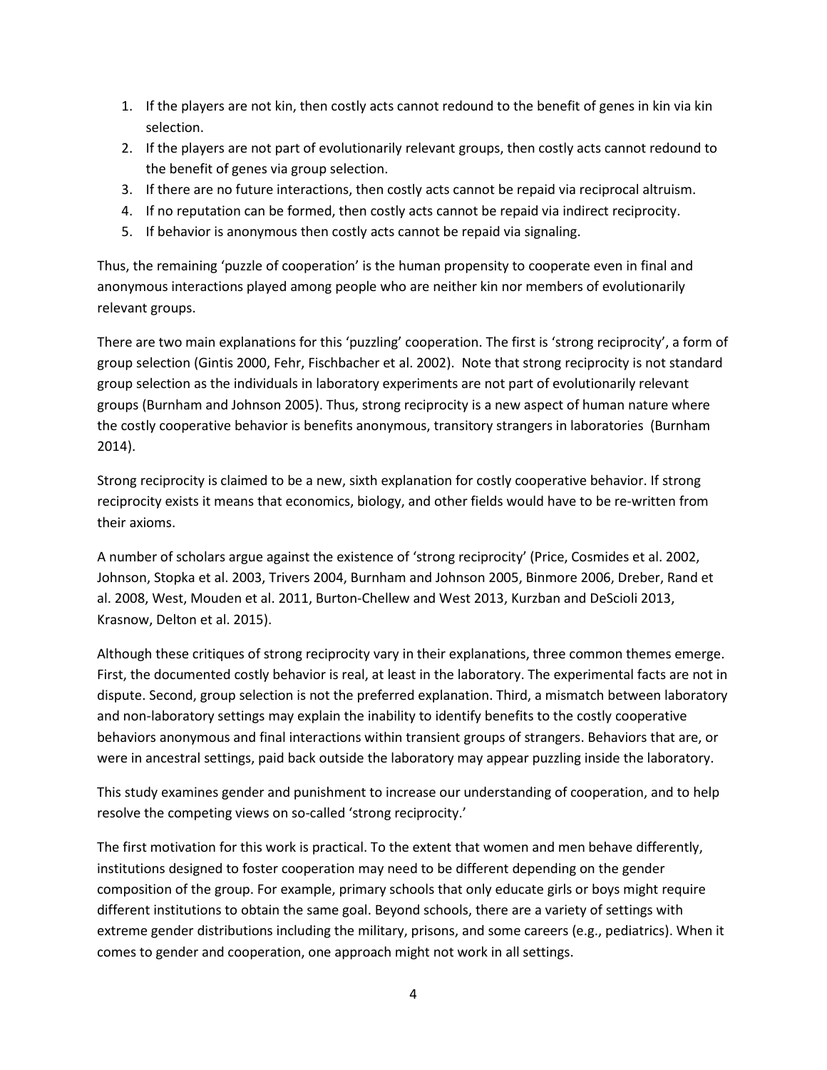1. If the players are not kin, then costly acts cannot redound to the benefit of genes in kin via kin selection.
2. If the players are not part of evolutionarily relevant groups, then costly acts cannot redound to the benefit of genes via group selection.
3. If there are no future interactions, then costly acts cannot be repaid via reciprocal altruism.
4. If no reputation can be formed, then costly acts cannot be repaid via indirect reciprocity.
5. If behavior is anonymous then costly acts cannot be repaid via signaling.

Thus, the remaining 'puzzle of cooperation' is the human propensity to cooperate even in final and anonymous interactions played among people who are neither kin nor members of evolutionarily relevant groups.

There are two main explanations for this 'puzzling' cooperation. The first is 'strong reciprocity', a form of group selection (Gintis 2000, Fehr, Fischbacher et al. 2002). Note that strong reciprocity is not standard group selection as the individuals in laboratory experiments are not part of evolutionarily relevant groups (Burnham and Johnson 2005). Thus, strong reciprocity is a new aspect of human nature where the costly cooperative behavior is benefits anonymous, transitory strangers in laboratories (Burnham 2014).

Strong reciprocity is claimed to be a new, sixth explanation for costly cooperative behavior. If strong reciprocity exists it means that economics, biology, and other fields would have to be re-written from their axioms.

A number of scholars argue against the existence of 'strong reciprocity' (Price, Cosmides et al. 2002, Johnson, Stopka et al. 2003, Trivers 2004, Burnham and Johnson 2005, Binmore 2006, Dreber, Rand et al. 2008, West, Mouden et al. 2011, Burton-Chellew and West 2013, Kurzban and DeScioli 2013, Krasnow, Delton et al. 2015).

Although these critiques of strong reciprocity vary in their explanations, three common themes emerge. First, the documented costly behavior is real, at least in the laboratory. The experimental facts are not in dispute. Second, group selection is not the preferred explanation. Third, a mismatch between laboratory and non-laboratory settings may explain the inability to identify benefits to the costly cooperative behaviors anonymous and final interactions within transient groups of strangers. Behaviors that are, or were in ancestral settings, paid back outside the laboratory may appear puzzling inside the laboratory.

This study examines gender and punishment to increase our understanding of cooperation, and to help resolve the competing views on so-called 'strong reciprocity.'

The first motivation for this work is practical. To the extent that women and men behave differently, institutions designed to foster cooperation may need to be different depending on the gender composition of the group. For example, primary schools that only educate girls or boys might require different institutions to obtain the same goal. Beyond schools, there are a variety of settings with extreme gender distributions including the military, prisons, and some careers (e.g., pediatrics). When it comes to gender and cooperation, one approach might not work in all settings.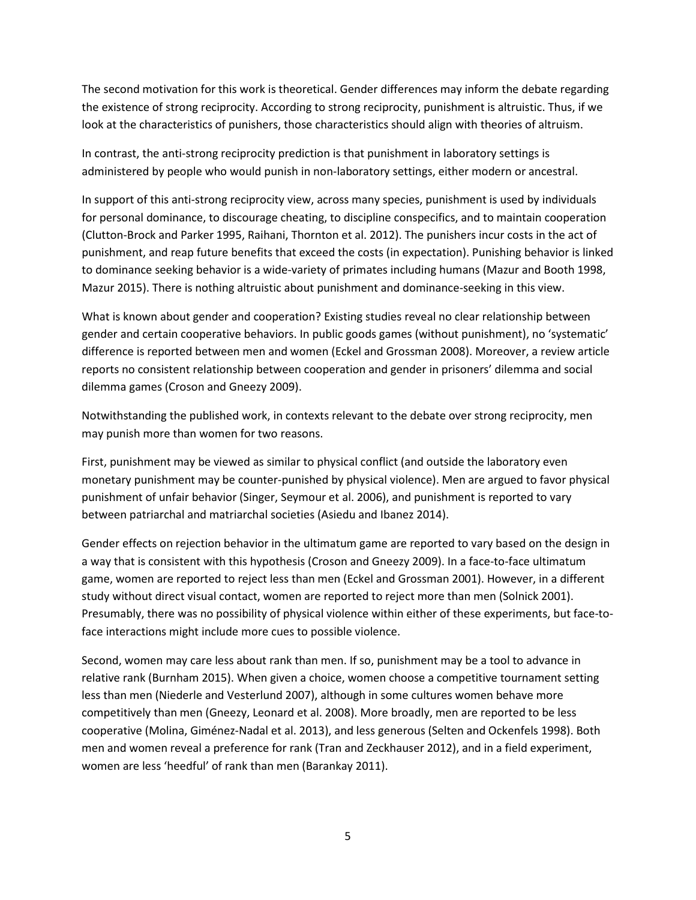The second motivation for this work is theoretical. Gender differences may inform the debate regarding the existence of strong reciprocity. According to strong reciprocity, punishment is altruistic. Thus, if we look at the characteristics of punishers, those characteristics should align with theories of altruism.

In contrast, the anti-strong reciprocity prediction is that punishment in laboratory settings is administered by people who would punish in non-laboratory settings, either modern or ancestral.

In support of this anti-strong reciprocity view, across many species, punishment is used by individuals for personal dominance, to discourage cheating, to discipline conspecifics, and to maintain cooperation (Clutton-Brock and Parker 1995, Raihani, Thornton et al. 2012). The punishers incur costs in the act of punishment, and reap future benefits that exceed the costs (in expectation). Punishing behavior is linked to dominance seeking behavior is a wide-variety of primates including humans (Mazur and Booth 1998, Mazur 2015). There is nothing altruistic about punishment and dominance-seeking in this view.

What is known about gender and cooperation? Existing studies reveal no clear relationship between gender and certain cooperative behaviors. In public goods games (without punishment), no 'systematic' difference is reported between men and women (Eckel and Grossman 2008). Moreover, a review article reports no consistent relationship between cooperation and gender in prisoners' dilemma and social dilemma games (Croson and Gneezy 2009).

Notwithstanding the published work, in contexts relevant to the debate over strong reciprocity, men may punish more than women for two reasons.

First, punishment may be viewed as similar to physical conflict (and outside the laboratory even monetary punishment may be counter-punished by physical violence). Men are argued to favor physical punishment of unfair behavior (Singer, Seymour et al. 2006), and punishment is reported to vary between patriarchal and matriarchal societies (Asiedu and Ibanez 2014).

Gender effects on rejection behavior in the ultimatum game are reported to vary based on the design in a way that is consistent with this hypothesis (Croson and Gneezy 2009). In a face-to-face ultimatum game, women are reported to reject less than men (Eckel and Grossman 2001). However, in a different study without direct visual contact, women are reported to reject more than men (Solnick 2001). Presumably, there was no possibility of physical violence within either of these experiments, but face-to-face interactions might include more cues to possible violence.

Second, women may care less about rank than men. If so, punishment may be a tool to advance in relative rank (Burnham 2015). When given a choice, women choose a competitive tournament setting less than men (Niederle and Vesterlund 2007), although in some cultures women behave more competitively than men (Gneezy, Leonard et al. 2008). More broadly, men are reported to be less cooperative (Molina, Giménez-Nadal et al. 2013), and less generous (Selten and Ockenfels 1998). Both men and women reveal a preference for rank (Tran and Zeckhauser 2012), and in a field experiment, women are less 'heedful' of rank than men (Barankay 2011).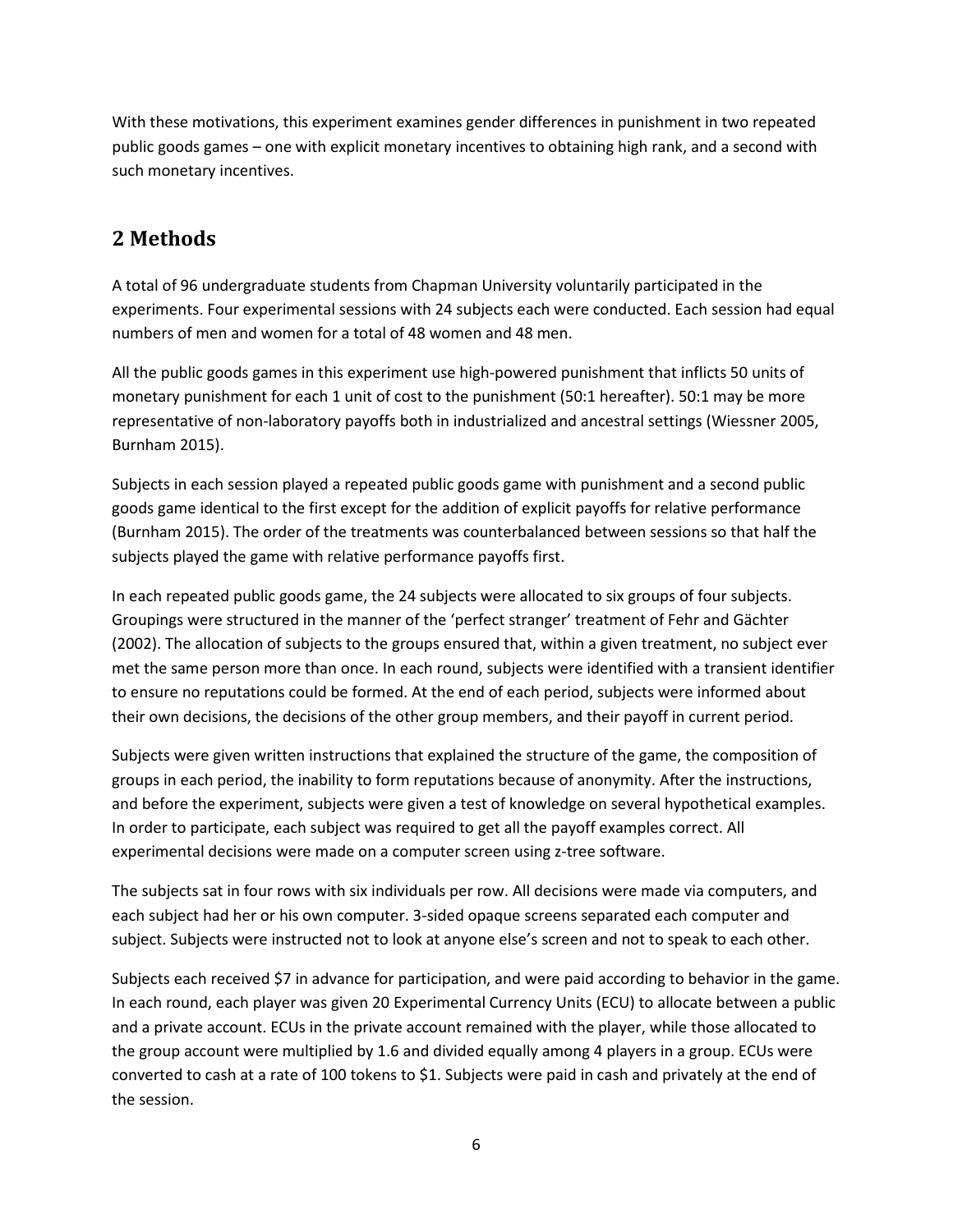With these motivations, this experiment examines gender differences in punishment in two repeated public goods games – one with explicit monetary incentives to obtaining high rank, and a second with such monetary incentives.

## 2 Methods

A total of 96 undergraduate students from Chapman University voluntarily participated in the experiments. Four experimental sessions with 24 subjects each were conducted. Each session had equal numbers of men and women for a total of 48 women and 48 men.

All the public goods games in this experiment use high-powered punishment that inflicts 50 units of monetary punishment for each 1 unit of cost to the punishment (50:1 hereafter). 50:1 may be more representative of non-laboratory payoffs both in industrialized and ancestral settings (Wiessner 2005, Burnham 2015).

Subjects in each session played a repeated public goods game with punishment and a second public goods game identical to the first except for the addition of explicit payoffs for relative performance (Burnham 2015). The order of the treatments was counterbalanced between sessions so that half the subjects played the game with relative performance payoffs first.

In each repeated public goods game, the 24 subjects were allocated to six groups of four subjects. Groupings were structured in the manner of the 'perfect stranger' treatment of Fehr and Gächter (2002). The allocation of subjects to the groups ensured that, within a given treatment, no subject ever met the same person more than once. In each round, subjects were identified with a transient identifier to ensure no reputations could be formed. At the end of each period, subjects were informed about their own decisions, the decisions of the other group members, and their payoff in current period.

Subjects were given written instructions that explained the structure of the game, the composition of groups in each period, the inability to form reputations because of anonymity. After the instructions, and before the experiment, subjects were given a test of knowledge on several hypothetical examples. In order to participate, each subject was required to get all the payoff examples correct. All experimental decisions were made on a computer screen using z-tree software.

The subjects sat in four rows with six individuals per row. All decisions were made via computers, and each subject had her or his own computer. 3-sided opaque screens separated each computer and subject. Subjects were instructed not to look at anyone else's screen and not to speak to each other.

Subjects each received $7 in advance for participation, and were paid according to behavior in the game. In each round, each player was given 20 Experimental Currency Units (ECU) to allocate between a public and a private account. ECUs in the private account remained with the player, while those allocated to the group account were multiplied by 1.6 and divided equally among 4 players in a group. ECUs were converted to cash at a rate of 100 tokens to $1. Subjects were paid in cash and privately at the end of the session.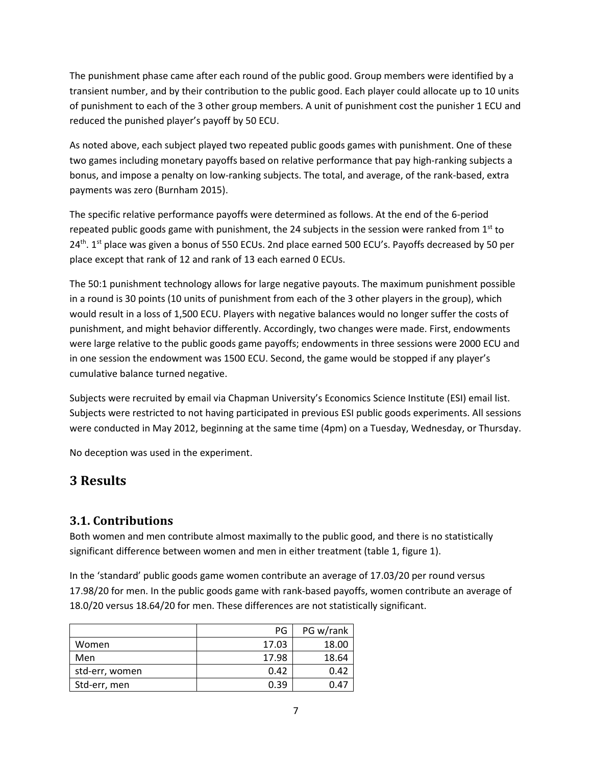The punishment phase came after each round of the public good. Group members were identified by a transient number, and by their contribution to the public good. Each player could allocate up to 10 units of punishment to each of the 3 other group members. A unit of punishment cost the punisher 1 ECU and reduced the punished player's payoff by 50 ECU.

As noted above, each subject played two repeated public goods games with punishment. One of these two games including monetary payoffs based on relative performance that pay high-ranking subjects a bonus, and impose a penalty on low-ranking subjects. The total, and average, of the rank-based, extra payments was zero (Burnham 2015).

The specific relative performance payoffs were determined as follows. At the end of the 6-period repeated public goods game with punishment, the 24 subjects in the session were ranked from 1st to 24th. 1st place was given a bonus of 550 ECUs. 2nd place earned 500 ECU's. Payoffs decreased by 50 per place except that rank of 12 and rank of 13 each earned 0 ECUs.

The 50:1 punishment technology allows for large negative payouts. The maximum punishment possible in a round is 30 points (10 units of punishment from each of the 3 other players in the group), which would result in a loss of 1,500 ECU. Players with negative balances would no longer suffer the costs of punishment, and might behavior differently. Accordingly, two changes were made. First, endowments were large relative to the public goods game payoffs; endowments in three sessions were 2000 ECU and in one session the endowment was 1500 ECU. Second, the game would be stopped if any player's cumulative balance turned negative.

Subjects were recruited by email via Chapman University's Economics Science Institute (ESI) email list. Subjects were restricted to not having participated in previous ESI public goods experiments. All sessions were conducted in May 2012, beginning at the same time (4pm) on a Tuesday, Wednesday, or Thursday.

No deception was used in the experiment.

# 3 Results

## 3.1. Contributions

Both women and men contribute almost maximally to the public good, and there is no statistically significant difference between women and men in either treatment (table 1, figure 1).

In the 'standard' public goods game women contribute an average of 17.03/20 per round versus 17.98/20 for men. In the public goods game with rank-based payoffs, women contribute an average of 18.0/20 versus 18.64/20 for men. These differences are not statistically significant.

| | PG | PG w/rank |
|---|---|---|
| Women | 17.03 | 18.00 |
| Men | 17.98 | 18.64 |
| std-err, women | 0.42 | 0.42 |
| Std-err, men | 0.39 | 0.47 |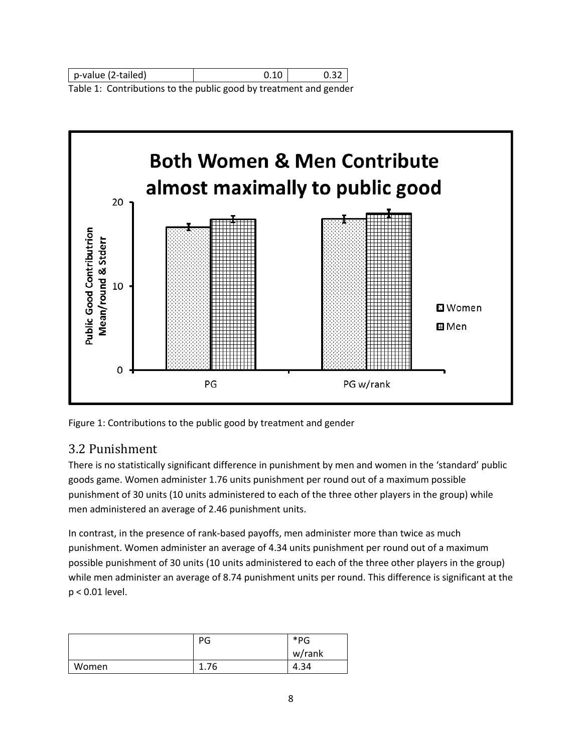| p-value (2-tailed) | 0.10 | 0.32 |
|---|---|---|

Table 1: Contributions to the public good by treatment and gender

Figure 1: Contributions to the public good by treatment and gender

## 3.2 Punishment

There is no statistically significant difference in punishment by men and women in the 'standard' public goods game. Women administer 1.76 units punishment per round out of a maximum possible punishment of 30 units (10 units administered to each of the three other players in the group) while men administered an average of 2.46 punishment units.

In contrast, in the presence of rank-based payoffs, men administer more than twice as much punishment. Women administer an average of 4.34 units punishment per round out of a maximum possible punishment of 30 units (10 units administered to each of the three other players in the group) while men administer an average of 8.74 punishment units per round. This difference is significant at the $p < 0.01$ level.

| | PG | *PG w/rank |
|---|---|---|
| Women | 1.76 | 4.34 |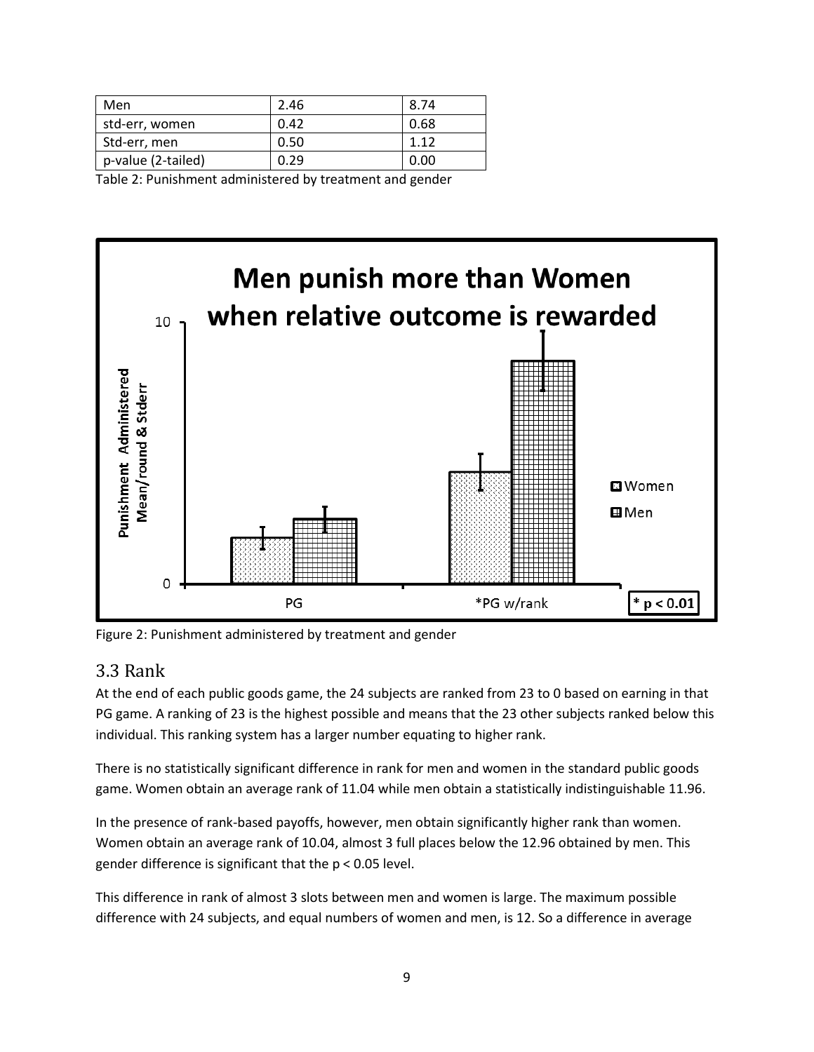| Men | 2.46 | 8.74 |
|---|---|---|
| std-err, women | 0.42 | 0.68 |
| Std-err, men | 0.50 | 1.12 |
| p-value (2-tailed) | 0.29 | 0.00 |

Table 2: Punishment administered by treatment and gender

Figure 2: Punishment administered by treatment and gender

## 3.3 Rank

At the end of each public goods game, the 24 subjects are ranked from 23 to 0 based on earning in that PG game. A ranking of 23 is the highest possible and means that the 23 other subjects ranked below this individual. This ranking system has a larger number equating to higher rank.

There is no statistically significant difference in rank for men and women in the standard public goods game. Women obtain an average rank of 11.04 while men obtain a statistically indistinguishable 11.96.

In the presence of rank-based payoffs, however, men obtain significantly higher rank than women. Women obtain an average rank of 10.04, almost 3 full places below the 12.96 obtained by men. This gender difference is significant that the $p < 0.05$ level.

This difference in rank of almost 3 slots between men and women is large. The maximum possible difference with 24 subjects, and equal numbers of women and men, is 12. So a difference in average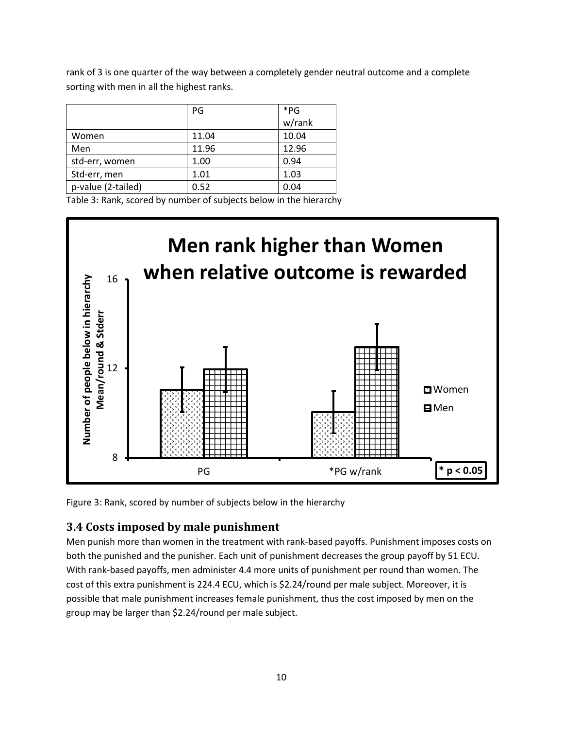rank of 3 is one quarter of the way between a completely gender neutral outcome and a complete sorting with men in all the highest ranks.

| | PG | *PG w/rank |
|---|---|---|
| Women | 11.04 | 10.04 |
| Men | 11.96 | 12.96 |
| std-err, women | 1.00 | 0.94 |
| Std-err, men | 1.01 | 1.03 |
| p-value (2-tailed) | 0.52 | 0.04 |

Table 3: Rank, scored by number of subjects below in the hierarchy

Figure 3: Rank, scored by number of subjects below in the hierarchy

### 3.4 Costs imposed by male punishment

Men punish more than women in the treatment with rank-based payoffs. Punishment imposes costs on both the punished and the punisher. Each unit of punishment decreases the group payoff by 51 ECU. With rank-based payoffs, men administer 4.4 more units of punishment per round than women. The cost of this extra punishment is 224.4 ECU, which is $2.24/round per male subject. Moreover, it is possible that male punishment increases female punishment, thus the cost imposed by men on the group may be larger than $2.24/round per male subject.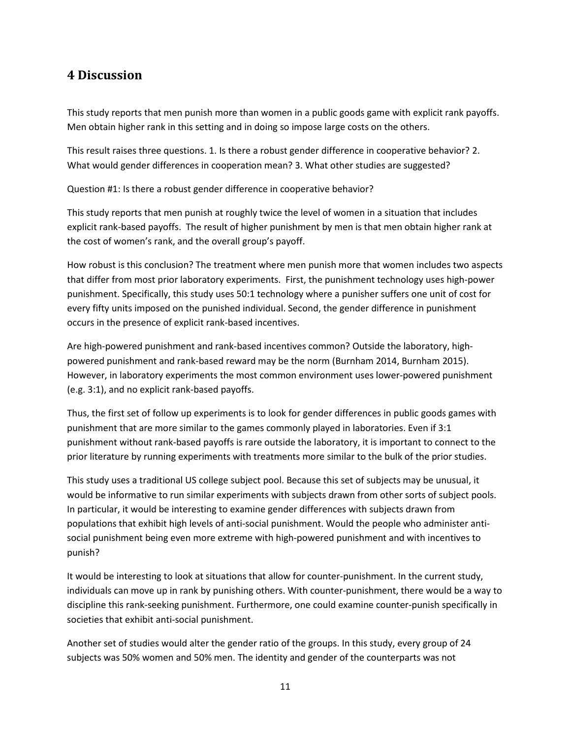## 4 Discussion

This study reports that men punish more than women in a public goods game with explicit rank payoffs. Men obtain higher rank in this setting and in doing so impose large costs on the others.

This result raises three questions. 1. Is there a robust gender difference in cooperative behavior? 2. What would gender differences in cooperation mean? 3. What other studies are suggested?

Question #1: Is there a robust gender difference in cooperative behavior?

This study reports that men punish at roughly twice the level of women in a situation that includes explicit rank-based payoffs. The result of higher punishment by men is that men obtain higher rank at the cost of women's rank, and the overall group's payoff.

How robust is this conclusion? The treatment where men punish more that women includes two aspects that differ from most prior laboratory experiments. First, the punishment technology uses high-power punishment. Specifically, this study uses 50:1 technology where a punisher suffers one unit of cost for every fifty units imposed on the punished individual. Second, the gender difference in punishment occurs in the presence of explicit rank-based incentives.

Are high-powered punishment and rank-based incentives common? Outside the laboratory, high-powered punishment and rank-based reward may be the norm (Burnham 2014, Burnham 2015). However, in laboratory experiments the most common environment uses lower-powered punishment (e.g. 3:1), and no explicit rank-based payoffs.

Thus, the first set of follow up experiments is to look for gender differences in public goods games with punishment that are more similar to the games commonly played in laboratories. Even if 3:1 punishment without rank-based payoffs is rare outside the laboratory, it is important to connect to the prior literature by running experiments with treatments more similar to the bulk of the prior studies.

This study uses a traditional US college subject pool. Because this set of subjects may be unusual, it would be informative to run similar experiments with subjects drawn from other sorts of subject pools. In particular, it would be interesting to examine gender differences with subjects drawn from populations that exhibit high levels of anti-social punishment. Would the people who administer anti-social punishment being even more extreme with high-powered punishment and with incentives to punish?

It would be interesting to look at situations that allow for counter-punishment. In the current study, individuals can move up in rank by punishing others. With counter-punishment, there would be a way to discipline this rank-seeking punishment. Furthermore, one could examine counter-punish specifically in societies that exhibit anti-social punishment.

Another set of studies would alter the gender ratio of the groups. In this study, every group of 24 subjects was 50% women and 50% men. The identity and gender of the counterparts was not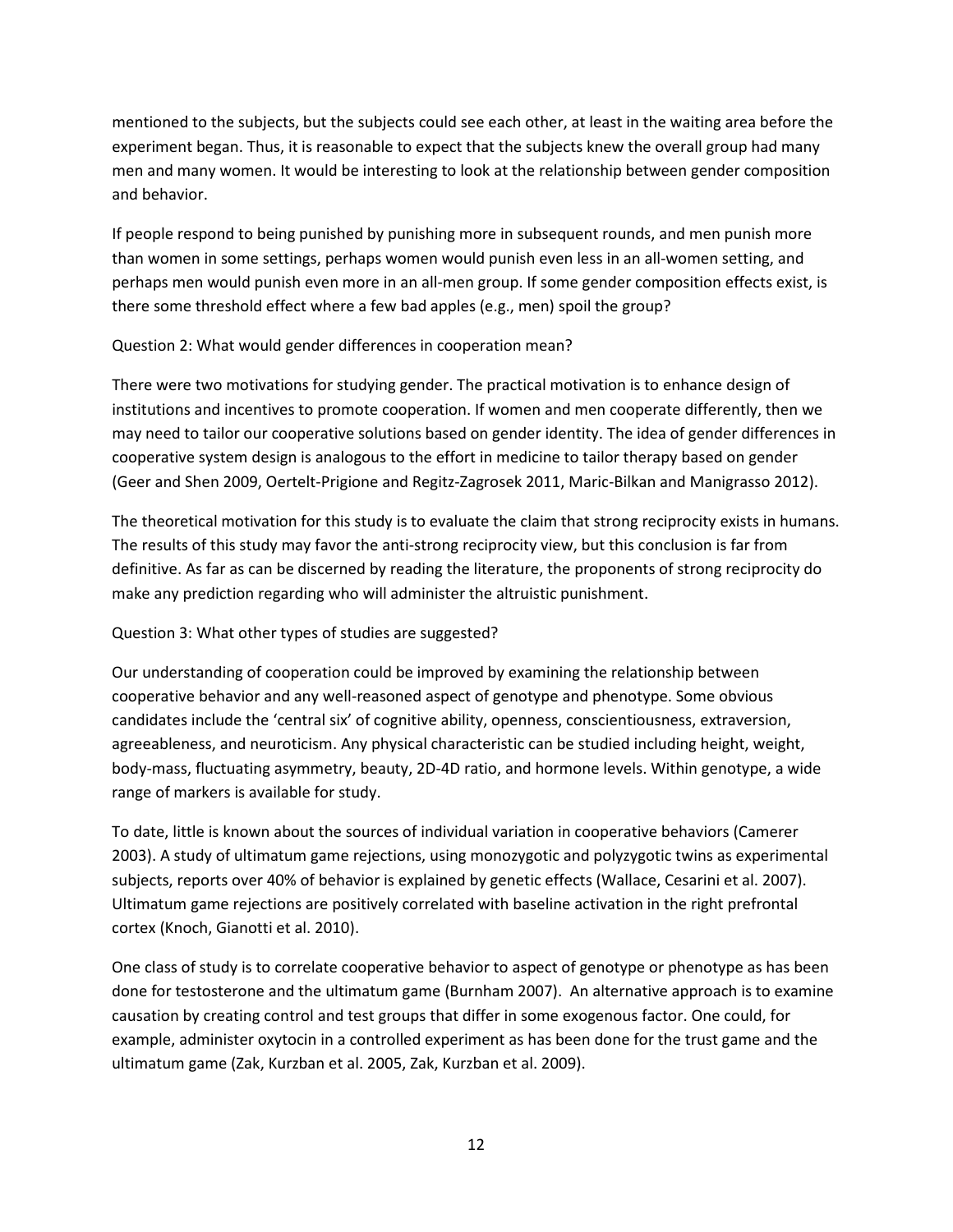mentioned to the subjects, but the subjects could see each other, at least in the waiting area before the experiment began. Thus, it is reasonable to expect that the subjects knew the overall group had many men and many women. It would be interesting to look at the relationship between gender composition and behavior.

If people respond to being punished by punishing more in subsequent rounds, and men punish more than women in some settings, perhaps women would punish even less in an all-women setting, and perhaps men would punish even more in an all-men group. If some gender composition effects exist, is there some threshold effect where a few bad apples (e.g., men) spoil the group?

Question 2: What would gender differences in cooperation mean?

There were two motivations for studying gender. The practical motivation is to enhance design of institutions and incentives to promote cooperation. If women and men cooperate differently, then we may need to tailor our cooperative solutions based on gender identity. The idea of gender differences in cooperative system design is analogous to the effort in medicine to tailor therapy based on gender (Geer and Shen 2009, Oertelt-Prigione and Regitz-Zagrosek 2011, Maric-Bilkan and Manigrasso 2012).

The theoretical motivation for this study is to evaluate the claim that strong reciprocity exists in humans. The results of this study may favor the anti-strong reciprocity view, but this conclusion is far from definitive. As far as can be discerned by reading the literature, the proponents of strong reciprocity do make any prediction regarding who will administer the altruistic punishment.

Question 3: What other types of studies are suggested?

Our understanding of cooperation could be improved by examining the relationship between cooperative behavior and any well-reasoned aspect of genotype and phenotype. Some obvious candidates include the 'central six' of cognitive ability, openness, conscientiousness, extraversion, agreeableness, and neuroticism. Any physical characteristic can be studied including height, weight, body-mass, fluctuating asymmetry, beauty, 2D-4D ratio, and hormone levels. Within genotype, a wide range of markers is available for study.

To date, little is known about the sources of individual variation in cooperative behaviors (Camerer 2003). A study of ultimatum game rejections, using monozygotic and polyzygotic twins as experimental subjects, reports over 40% of behavior is explained by genetic effects (Wallace, Cesarini et al. 2007). Ultimatum game rejections are positively correlated with baseline activation in the right prefrontal cortex (Knoch, Gianotti et al. 2010).

One class of study is to correlate cooperative behavior to aspect of genotype or phenotype as has been done for testosterone and the ultimatum game (Burnham 2007). An alternative approach is to examine causation by creating control and test groups that differ in some exogenous factor. One could, for example, administer oxytocin in a controlled experiment as has been done for the trust game and the ultimatum game (Zak, Kurzban et al. 2005, Zak, Kurzban et al. 2009).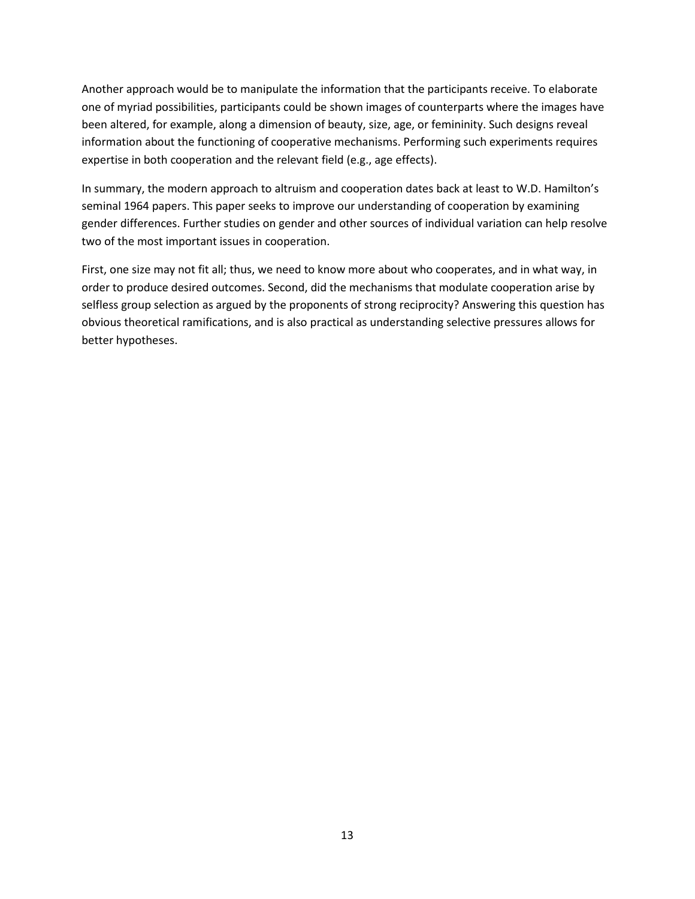Another approach would be to manipulate the information that the participants receive. To elaborate one of myriad possibilities, participants could be shown images of counterparts where the images have been altered, for example, along a dimension of beauty, size, age, or femininity. Such designs reveal information about the functioning of cooperative mechanisms. Performing such experiments requires expertise in both cooperation and the relevant field (e.g., age effects).

In summary, the modern approach to altruism and cooperation dates back at least to W.D. Hamilton's seminal 1964 papers. This paper seeks to improve our understanding of cooperation by examining gender differences. Further studies on gender and other sources of individual variation can help resolve two of the most important issues in cooperation.

First, one size may not fit all; thus, we need to know more about who cooperates, and in what way, in order to produce desired outcomes. Second, did the mechanisms that modulate cooperation arise by selfless group selection as argued by the proponents of strong reciprocity? Answering this question has obvious theoretical ramifications, and is also practical as understanding selective pressures allows for better hypotheses.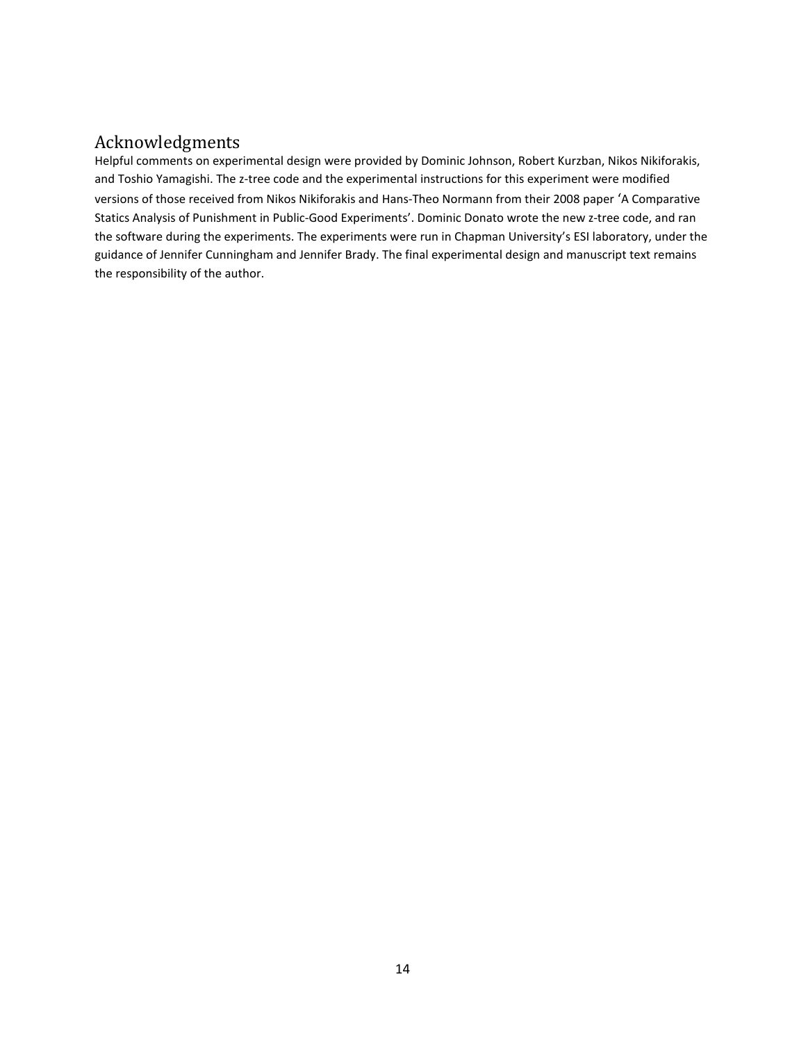## Acknowledgments

Helpful comments on experimental design were provided by Dominic Johnson, Robert Kurzban, Nikos Nikiforakis, and Toshio Yamagishi. The z-tree code and the experimental instructions for this experiment were modified versions of those received from Nikos Nikiforakis and Hans-Theo Normann from their 2008 paper 'A Comparative Statics Analysis of Punishment in Public-Good Experiments'. Dominic Donato wrote the new z-tree code, and ran the software during the experiments. The experiments were run in Chapman University's ESI laboratory, under the guidance of Jennifer Cunningham and Jennifer Brady. The final experimental design and manuscript text remains the responsibility of the author.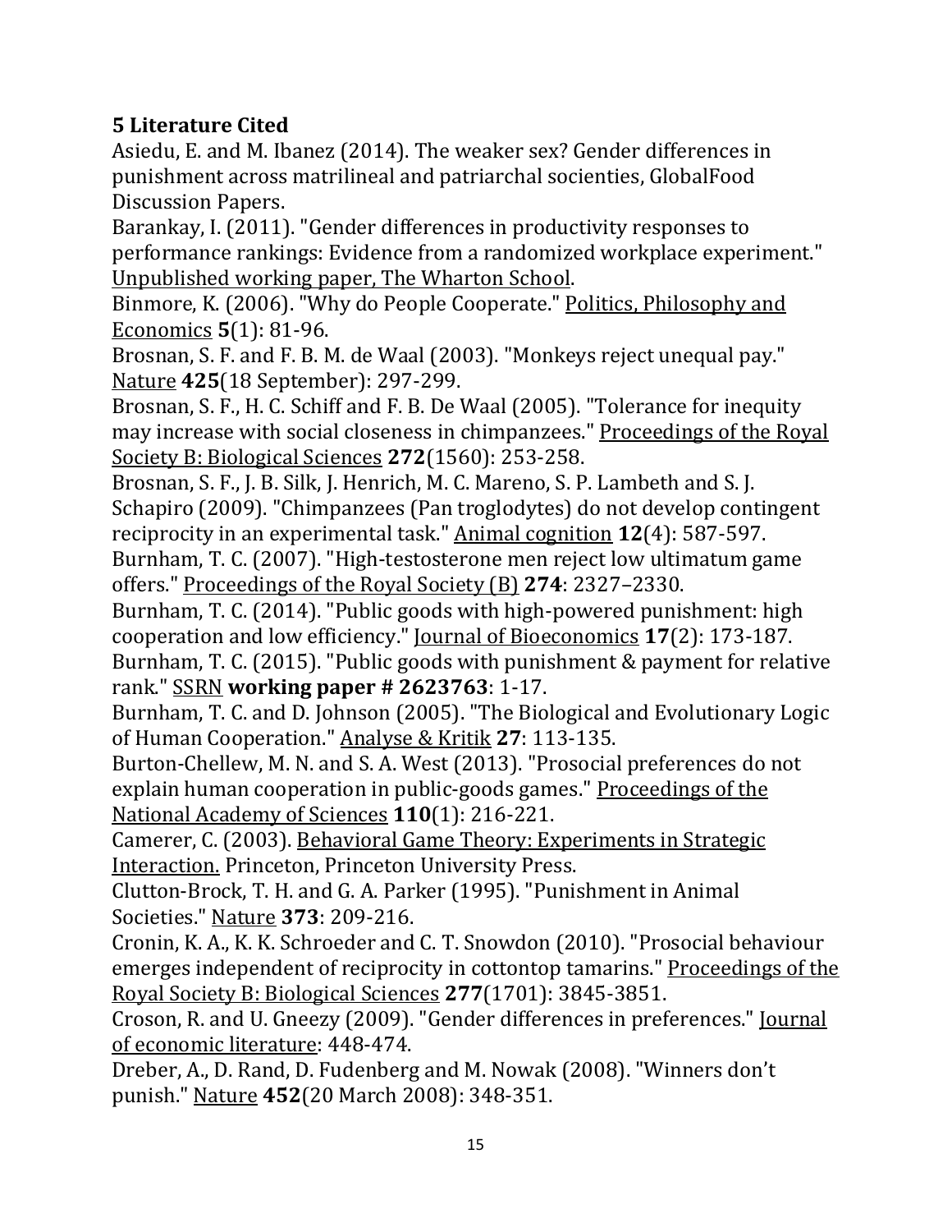## 5 Literature Cited

Asiedu, E. and M. Ibanez (2014). The weaker sex? Gender differences in punishment across matrilineal and patriarchal socienties, GlobalFood Discussion Papers.

Barankay, I. (2011). "Gender differences in productivity responses to performance rankings: Evidence from a randomized workplace experiment." Unpublished working paper, The Wharton School.

Binmore, K. (2006). "Why do People Cooperate." Politics, Philosophy and Economics **5**(1): 81-96.

Brosnan, S. F. and F. B. M. de Waal (2003). "Monkeys reject unequal pay." Nature **425**(18 September): 297-299.

Brosnan, S. F., H. C. Schiff and F. B. De Waal (2005). "Tolerance for inequity may increase with social closeness in chimpanzees." Proceedings of the Royal Society B: Biological Sciences **272**(1560): 253-258.

Brosnan, S. F., J. B. Silk, J. Henrich, M. C. Mareno, S. P. Lambeth and S. J. Schapiro (2009). "Chimpanzees (Pan troglodytes) do not develop contingent reciprocity in an experimental task." Animal cognition **12**(4): 587-597.

Burnham, T. C. (2007). "High-testosterone men reject low ultimatum game offers." Proceedings of the Royal Society (B) **274**: 2327–2330.

Burnham, T. C. (2014). "Public goods with high-powered punishment: high cooperation and low efficiency." Journal of Bioeconomics **17**(2): 173-187.

Burnham, T. C. (2015). "Public goods with punishment & payment for relative rank." SSRN **working paper # 2623763**: 1-17.

Burnham, T. C. and D. Johnson (2005). "The Biological and Evolutionary Logic of Human Cooperation." Analyse & Kritik **27**: 113-135.

Burton-Chellew, M. N. and S. A. West (2013). "Prosocial preferences do not explain human cooperation in public-goods games." Proceedings of the National Academy of Sciences **110**(1): 216-221.

Camerer, C. (2003). Behavioral Game Theory: Experiments in Strategic Interaction. Princeton, Princeton University Press.

Clutton-Brock, T. H. and G. A. Parker (1995). "Punishment in Animal Societies." Nature **373**: 209-216.

Cronin, K. A., K. K. Schroeder and C. T. Snowdon (2010). "Prosocial behaviour emerges independent of reciprocity in cottontop tamarins." Proceedings of the Royal Society B: Biological Sciences **277**(1701): 3845-3851.

Croson, R. and U. Gneezy (2009). "Gender differences in preferences." Journal of economic literature: 448-474.

Dreber, A., D. Rand, D. Fudenberg and M. Nowak (2008). "Winners don't punish." Nature **452**(20 March 2008): 348-351.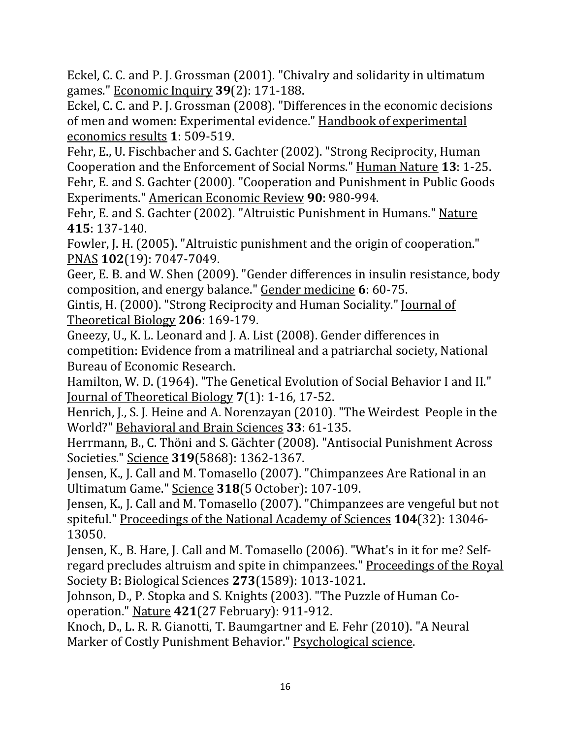Eckel, C. C. and P. J. Grossman (2001). "Chivalry and solidarity in ultimatum games." Economic Inquiry **39**(2): 171-188.

Eckel, C. C. and P. J. Grossman (2008). "Differences in the economic decisions of men and women: Experimental evidence." Handbook of experimental economics results **1**: 509-519.

Fehr, E., U. Fischbacher and S. Gachter (2002). "Strong Reciprocity, Human Cooperation and the Enforcement of Social Norms." Human Nature **13**: 1-25.

Fehr, E. and S. Gachter (2000). "Cooperation and Punishment in Public Goods Experiments." American Economic Review **90**: 980-994.

Fehr, E. and S. Gachter (2002). "Altruistic Punishment in Humans." Nature **415**: 137-140.

Fowler, J. H. (2005). "Altruistic punishment and the origin of cooperation." PNAS **102**(19): 7047-7049.

Geer, E. B. and W. Shen (2009). "Gender differences in insulin resistance, body composition, and energy balance." Gender medicine **6**: 60-75.

Gintis, H. (2000). "Strong Reciprocity and Human Sociality." Journal of Theoretical Biology **206**: 169-179.

Gneezy, U., K. L. Leonard and J. A. List (2008). Gender differences in competition: Evidence from a matrilineal and a patriarchal society, National Bureau of Economic Research.

Hamilton, W. D. (1964). "The Genetical Evolution of Social Behavior I and II." Journal of Theoretical Biology **7**(1): 1-16, 17-52.

Henrich, J., S. J. Heine and A. Norenzayan (2010). "The Weirdest People in the World?" Behavioral and Brain Sciences **33**: 61-135.

Herrmann, B., C. Thöni and S. Gächter (2008). "Antisocial Punishment Across Societies." Science **319**(5868): 1362-1367.

Jensen, K., J. Call and M. Tomasello (2007). "Chimpanzees Are Rational in an Ultimatum Game." Science **318**(5 October): 107-109.

Jensen, K., J. Call and M. Tomasello (2007). "Chimpanzees are vengeful but not spiteful." Proceedings of the National Academy of Sciences **104**(32): 13046-13050.

Jensen, K., B. Hare, J. Call and M. Tomasello (2006). "What's in it for me? Self-regard precludes altruism and spite in chimpanzees." Proceedings of the Royal Society B: Biological Sciences **273**(1589): 1013-1021.

Johnson, D., P. Stopka and S. Knights (2003). "The Puzzle of Human Co-operation." Nature **421**(27 February): 911-912.

Knoch, D., L. R. R. Gianotti, T. Baumgartner and E. Fehr (2010). "A Neural Marker of Costly Punishment Behavior." Psychological science.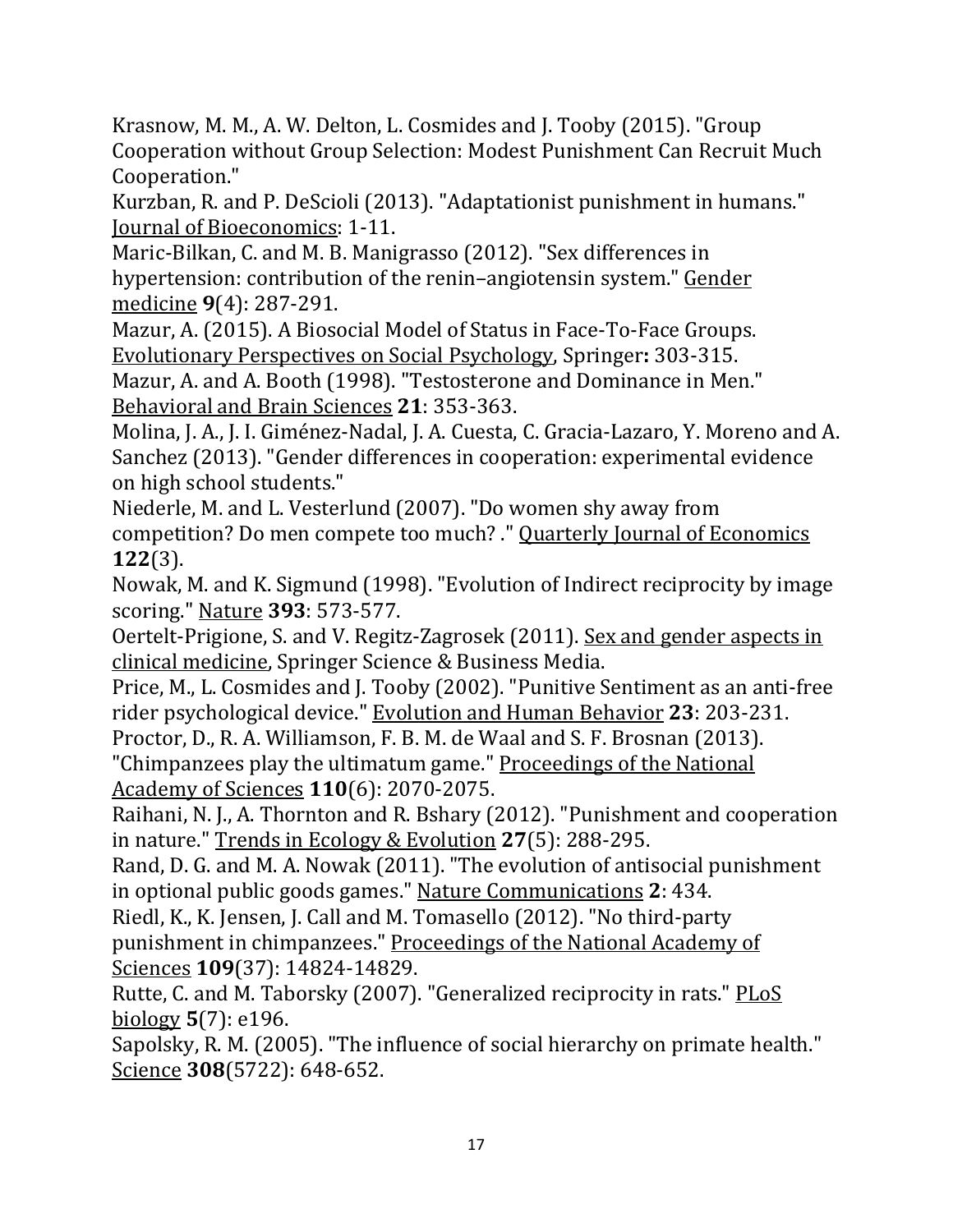Krasnow, M. M., A. W. Delton, L. Cosmides and J. Tooby (2015). "Group Cooperation without Group Selection: Modest Punishment Can Recruit Much Cooperation."

Kurzban, R. and P. DeScioli (2013). "Adaptationist punishment in humans." Journal of Bioeconomics: 1-11.

Maric-Bilkan, C. and M. B. Manigrasso (2012). "Sex differences in hypertension: contribution of the renin–angiotensin system." Gender medicine **9**(4): 287-291.

Mazur, A. (2015). A Biosocial Model of Status in Face-To-Face Groups. Evolutionary Perspectives on Social Psychology, Springer**:** 303-315.

Mazur, A. and A. Booth (1998). "Testosterone and Dominance in Men." Behavioral and Brain Sciences **21**: 353-363.

Molina, J. A., J. I. Giménez-Nadal, J. A. Cuesta, C. Gracia-Lazaro, Y. Moreno and A. Sanchez (2013). "Gender differences in cooperation: experimental evidence on high school students."

Niederle, M. and L. Vesterlund (2007). "Do women shy away from competition? Do men compete too much? ." Quarterly Journal of Economics **122**(3).

Nowak, M. and K. Sigmund (1998). "Evolution of Indirect reciprocity by image scoring." Nature **393**: 573-577.

Oertelt-Prigione, S. and V. Regitz-Zagrosek (2011). Sex and gender aspects in clinical medicine, Springer Science & Business Media.

Price, M., L. Cosmides and J. Tooby (2002). "Punitive Sentiment as an anti-free rider psychological device." Evolution and Human Behavior **23**: 203-231.

Proctor, D., R. A. Williamson, F. B. M. de Waal and S. F. Brosnan (2013). "Chimpanzees play the ultimatum game." Proceedings of the National Academy of Sciences **110**(6): 2070-2075.

Raihani, N. J., A. Thornton and R. Bshary (2012). "Punishment and cooperation in nature." Trends in Ecology & Evolution **27**(5): 288-295.

Rand, D. G. and M. A. Nowak (2011). "The evolution of antisocial punishment in optional public goods games." Nature Communications **2**: 434.

Riedl, K., K. Jensen, J. Call and M. Tomasello (2012). "No third-party punishment in chimpanzees." Proceedings of the National Academy of Sciences **109**(37): 14824-14829.

Rutte, C. and M. Taborsky (2007). "Generalized reciprocity in rats." PLoS biology **5**(7): e196.

Sapolsky, R. M. (2005). "The influence of social hierarchy on primate health." Science **308**(5722): 648-652.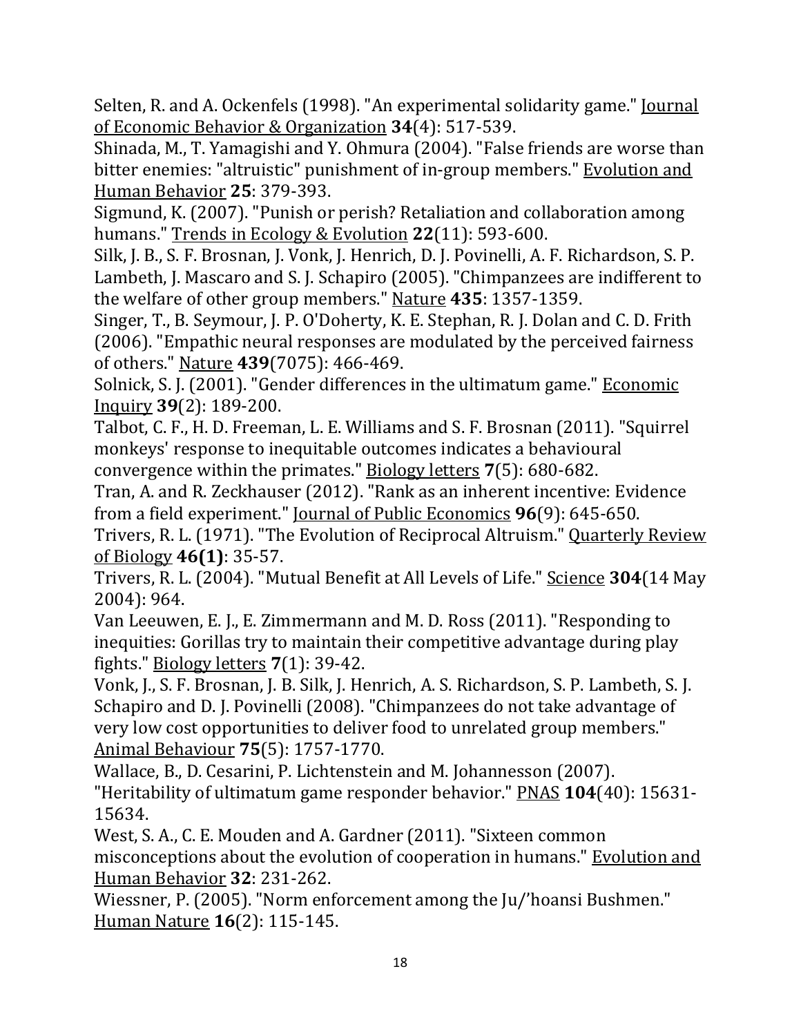Selten, R. and A. Ockenfels (1998). "An experimental solidarity game." Journal of Economic Behavior & Organization **34**(4): 517-539.

Shinada, M., T. Yamagishi and Y. Ohmura (2004). "False friends are worse than bitter enemies: "altruistic" punishment of in-group members." Evolution and Human Behavior **25**: 379-393.

Sigmund, K. (2007). "Punish or perish? Retaliation and collaboration among humans." Trends in Ecology & Evolution **22**(11): 593-600.

Silk, J. B., S. F. Brosnan, J. Vonk, J. Henrich, D. J. Povinelli, A. F. Richardson, S. P. Lambeth, J. Mascaro and S. J. Schapiro (2005). "Chimpanzees are indifferent to the welfare of other group members." Nature **435**: 1357-1359.

Singer, T., B. Seymour, J. P. O'Doherty, K. E. Stephan, R. J. Dolan and C. D. Frith (2006). "Empathic neural responses are modulated by the perceived fairness of others." Nature **439**(7075): 466-469.

Solnick, S. J. (2001). "Gender differences in the ultimatum game." Economic Inquiry **39**(2): 189-200.

Talbot, C. F., H. D. Freeman, L. E. Williams and S. F. Brosnan (2011). "Squirrel monkeys' response to inequitable outcomes indicates a behavioural convergence within the primates." Biology letters **7**(5): 680-682.

Tran, A. and R. Zeckhauser (2012). "Rank as an inherent incentive: Evidence from a field experiment." Journal of Public Economics **96**(9): 645-650.

Trivers, R. L. (1971). "The Evolution of Reciprocal Altruism." Quarterly Review of Biology **46(1)**: 35-57.

Trivers, R. L. (2004). "Mutual Benefit at All Levels of Life." Science **304**(14 May 2004): 964.

Van Leeuwen, E. J., E. Zimmermann and M. D. Ross (2011). "Responding to inequities: Gorillas try to maintain their competitive advantage during play fights." Biology letters **7**(1): 39-42.

Vonk, J., S. F. Brosnan, J. B. Silk, J. Henrich, A. S. Richardson, S. P. Lambeth, S. J. Schapiro and D. J. Povinelli (2008). "Chimpanzees do not take advantage of very low cost opportunities to deliver food to unrelated group members." Animal Behaviour **75**(5): 1757-1770.

Wallace, B., D. Cesarini, P. Lichtenstein and M. Johannesson (2007). "Heritability of ultimatum game responder behavior." PNAS **104**(40): 15631-15634.

West, S. A., C. E. Mouden and A. Gardner (2011). "Sixteen common misconceptions about the evolution of cooperation in humans." Evolution and Human Behavior **32**: 231-262.

Wiessner, P. (2005). "Norm enforcement among the Ju/'hoansi Bushmen." Human Nature **16**(2): 115-145.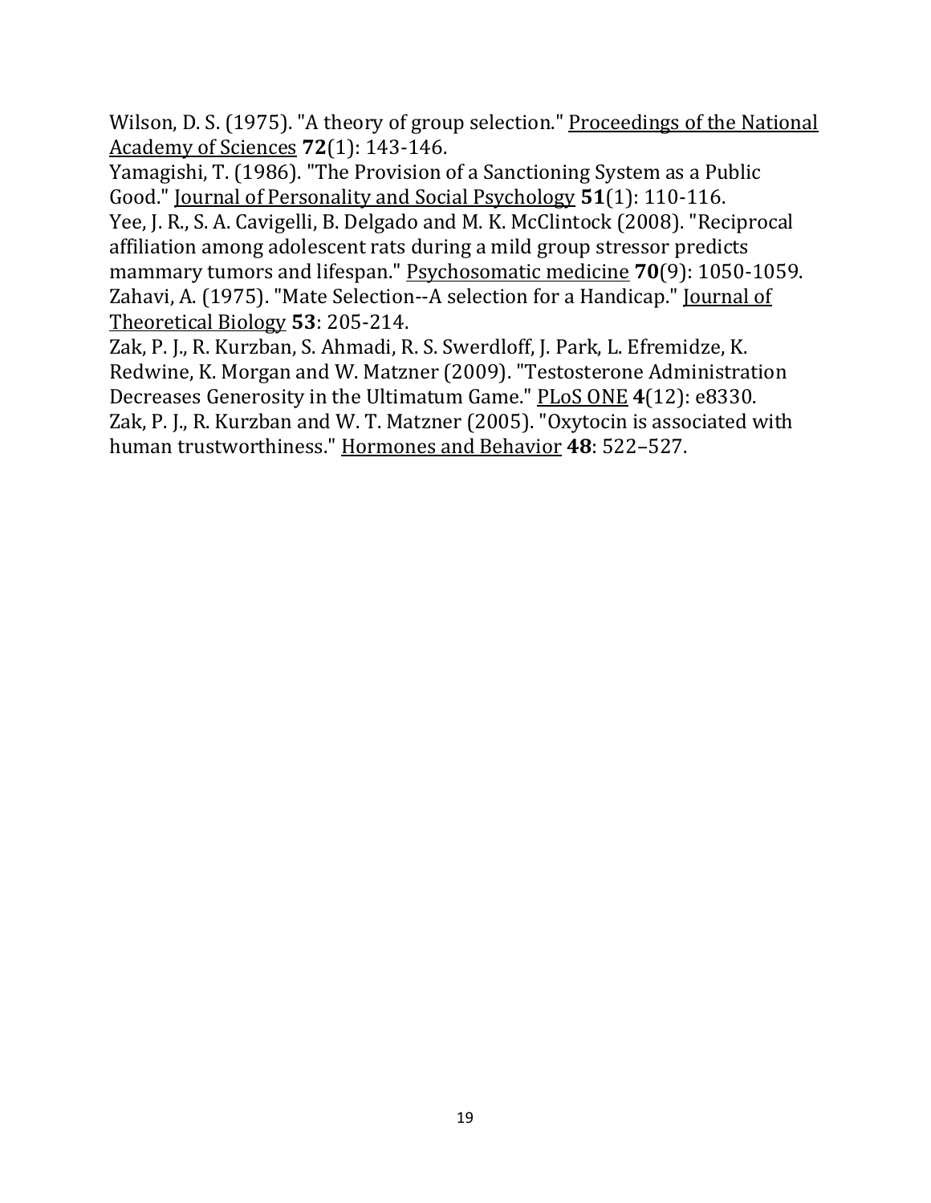Wilson, D. S. (1975). "A theory of group selection." Proceedings of the National Academy of Sciences **72**(1): 143-146.

Yamagishi, T. (1986). "The Provision of a Sanctioning System as a Public Good." Journal of Personality and Social Psychology **51**(1): 110-116.

Yee, J. R., S. A. Cavigelli, B. Delgado and M. K. McClintock (2008). "Reciprocal affiliation among adolescent rats during a mild group stressor predicts mammary tumors and lifespan." Psychosomatic medicine **70**(9): 1050-1059.

Zahavi, A. (1975). "Mate Selection--A selection for a Handicap." Journal of Theoretical Biology **53**: 205-214.

Zak, P. J., R. Kurzban, S. Ahmadi, R. S. Swerdloff, J. Park, L. Efremidze, K. Redwine, K. Morgan and W. Matzner (2009). "Testosterone Administration Decreases Generosity in the Ultimatum Game." PLoS ONE **4**(12): e8330.

Zak, P. J., R. Kurzban and W. T. Matzner (2005). "Oxytocin is associated with human trustworthiness." Hormones and Behavior **48**: 522–527.